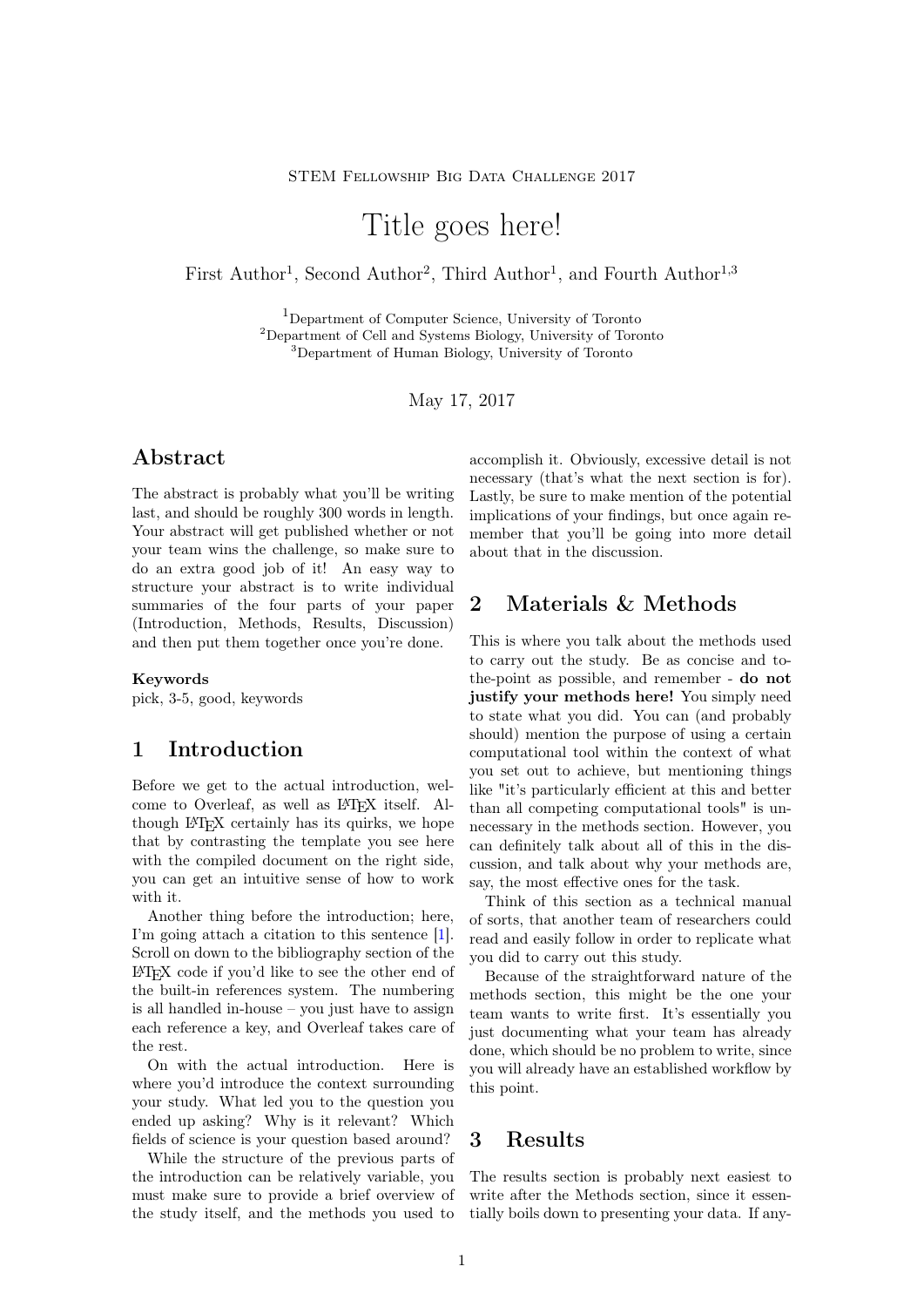STEM Fellowship Big Data Challenge 2017

# Title goes here!

First Author[1], Second Author[2], Third Author[1], and Fourth Author[1,3]

[1]Department of Computer Science, University of Toronto
[2]Department of Cell and Systems Biology, University of Toronto
[3]Department of Human Biology, University of Toronto

May 17, 2017

## Abstract

The abstract is probably what you'll be writing last, and should be roughly 300 words in length. Your abstract will get published whether or not your team wins the challenge, so make sure to do an extra good job of it! An easy way to structure your abstract is to write individual summaries of the four parts of your paper (Introduction, Methods, Results, Discussion) and then put them together once you're done.

**Keywords**
pick, 3-5, good, keywords

## 1 Introduction

Before we get to the actual introduction, welcome to Overleaf, as well as LaTeX itself. Although LaTeX certainly has its quirks, we hope that by contrasting the template you see here with the compiled document on the right side, you can get an intuitive sense of how to work with it.

Another thing before the introduction; here, I'm going attach a citation to this sentence [1]. Scroll on down to the bibliography section of the LaTeX code if you'd like to see the other end of the built-in references system. The numbering is all handled in-house – you just have to assign each reference a key, and Overleaf takes care of the rest.

On with the actual introduction. Here is where you'd introduce the context surrounding your study. What led you to the question you ended up asking? Why is it relevant? Which fields of science is your question based around?

While the structure of the previous parts of the introduction can be relatively variable, you must make sure to provide a brief overview of the study itself, and the methods you used to accomplish it. Obviously, excessive detail is not necessary (that's what the next section is for). Lastly, be sure to make mention of the potential implications of your findings, but once again remember that you'll be going into more detail about that in the discussion.

## 2 Materials & Methods

This is where you talk about the methods used to carry out the study. Be as concise and to-the-point as possible, and remember - **do not justify your methods here!** You simply need to state what you did. You can (and probably should) mention the purpose of using a certain computational tool within the context of what you set out to achieve, but mentioning things like "it's particularly efficient at this and better than all competing computational tools" is unnecessary in the methods section. However, you can definitely talk about all of this in the discussion, and talk about why your methods are, say, the most effective ones for the task.

Think of this section as a technical manual of sorts, that another team of researchers could read and easily follow in order to replicate what you did to carry out this study.

Because of the straightforward nature of the methods section, this might be the one your team wants to write first. It's essentially you just documenting what your team has already done, which should be no problem to write, since you will already have an established workflow by this point.

## 3 Results

The results section is probably next easiest to write after the Methods section, since it essentially boils down to presenting your data. If any-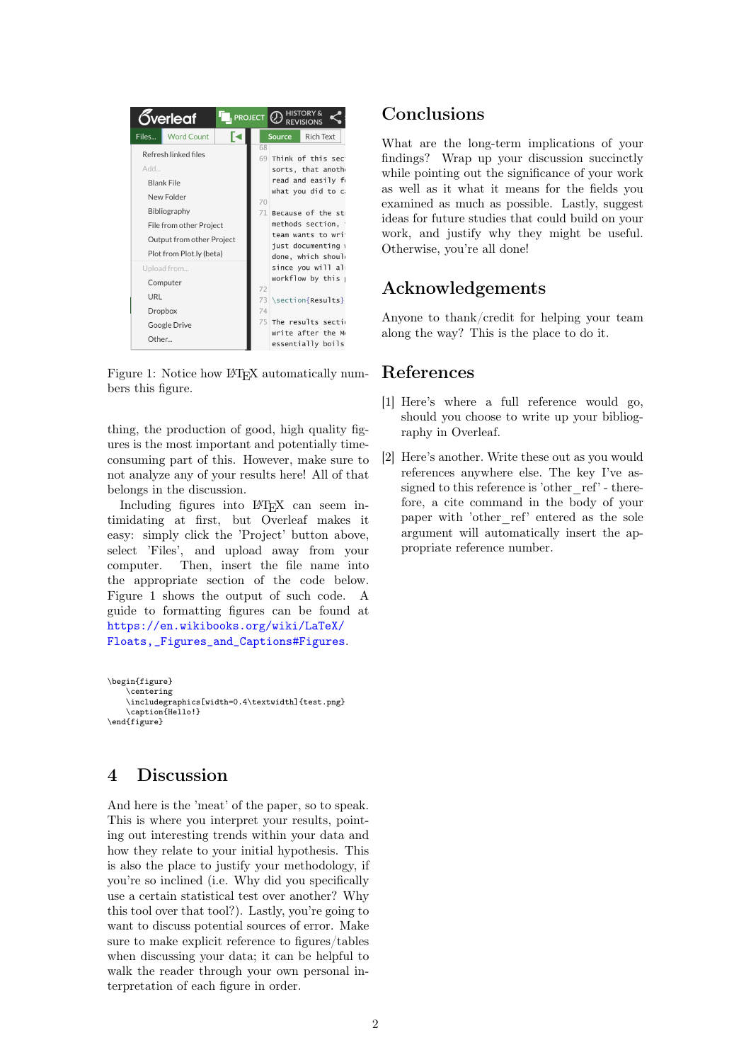Figure 1: Notice how LaTeX automatically numbers this figure.

thing, the production of good, high quality figures is the most important and potentially time-consuming part of this. However, make sure to not analyze any of your results here! All of that belongs in the discussion.

Including figures into LaTeX can seem intimidating at first, but Overleaf makes it easy: simply click the 'Project' button above, select 'Files', and upload away from your computer. Then, insert the file name into the appropriate section of the code below. Figure 1 shows the output of such code. A guide to formatting figures can be found at https://en.wikibooks.org/wiki/LaTeX/Floats,_Figures_and_Captions#Figures.

```
\begin{figure}
    \centering
    \includegraphics[width=0.4\textwidth]{test.png}
    \caption{Hello!}
\end{figure}
```

## 4 Discussion

And here is the 'meat' of the paper, so to speak. This is where you interpret your results, pointing out interesting trends within your data and how they relate to your initial hypothesis. This is also the place to justify your methodology, if you're so inclined (i.e. Why did you specifically use a certain statistical test over another? Why this tool over that tool?). Lastly, you're going to want to discuss potential sources of error. Make sure to make explicit reference to figures/tables when discussing your data; it can be helpful to walk the reader through your own personal interpretation of each figure in order.

## Conclusions

What are the long-term implications of your findings? Wrap up your discussion succinctly while pointing out the significance of your work as well as it what it means for the fields you examined as much as possible. Lastly, suggest ideas for future studies that could build on your work, and justify why they might be useful. Otherwise, you're all done!

## Acknowledgements

Anyone to thank/credit for helping your team along the way? This is the place to do it.

## References

[1] Here's where a full reference would go, should you choose to write up your bibliography in Overleaf.

[2] Here's another. Write these out as you would references anywhere else. The key I've assigned to this reference is 'other_ref' - therefore, a cite command in the body of your paper with 'other_ref' entered as the sole argument will automatically insert the appropriate reference number.